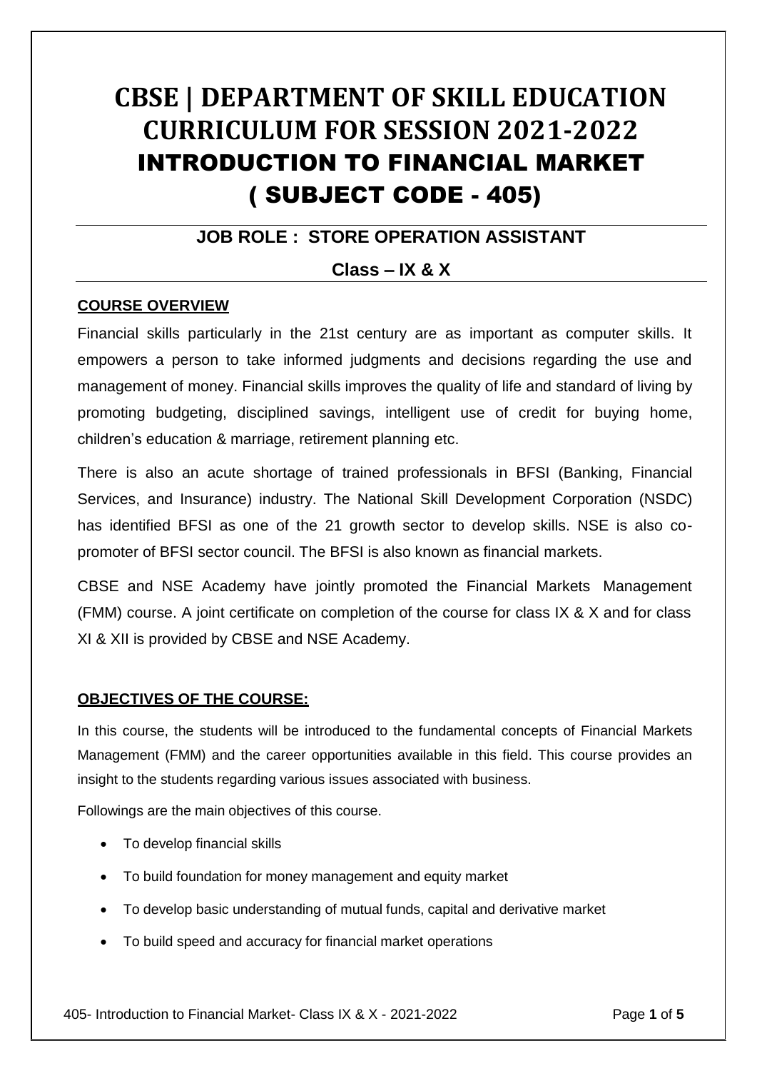# CBSE | DEPARTMENT OF SKILL EDUCATION CURRICULUM FOR SESSION 2021-2022
# INTRODUCTION TO FINANCIAL MARKET ( SUBJECT CODE - 405)

## JOB ROLE : STORE OPERATION ASSISTANT

### Class – IX & X

**COURSE OVERVIEW**

Financial skills particularly in the 21st century are as important as computer skills. It empowers a person to take informed judgments and decisions regarding the use and management of money. Financial skills improves the quality of life and standard of living by promoting budgeting, disciplined savings, intelligent use of credit for buying home, children's education & marriage, retirement planning etc.

There is also an acute shortage of trained professionals in BFSI (Banking, Financial Services, and Insurance) industry. The National Skill Development Corporation (NSDC) has identified BFSI as one of the 21 growth sector to develop skills. NSE is also co-promoter of BFSI sector council. The BFSI is also known as financial markets.

CBSE and NSE Academy have jointly promoted the Financial Markets Management (FMM) course. A joint certificate on completion of the course for class IX & X and for class XI & XII is provided by CBSE and NSE Academy.

**OBJECTIVES OF THE COURSE:**

In this course, the students will be introduced to the fundamental concepts of Financial Markets Management (FMM) and the career opportunities available in this field. This course provides an insight to the students regarding various issues associated with business.

Followings are the main objectives of this course.

- To develop financial skills
- To build foundation for money management and equity market
- To develop basic understanding of mutual funds, capital and derivative market
- To build speed and accuracy for financial market operations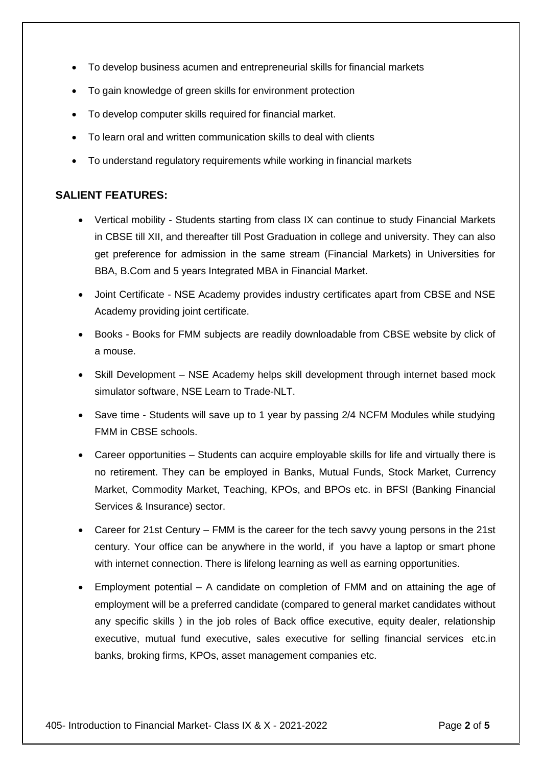- To develop business acumen and entrepreneurial skills for financial markets
- To gain knowledge of green skills for environment protection
- To develop computer skills required for financial market.
- To learn oral and written communication skills to deal with clients
- To understand regulatory requirements while working in financial markets

## SALIENT FEATURES:

- Vertical mobility - Students starting from class IX can continue to study Financial Markets in CBSE till XII, and thereafter till Post Graduation in college and university. They can also get preference for admission in the same stream (Financial Markets) in Universities for BBA, B.Com and 5 years Integrated MBA in Financial Market.
- Joint Certificate - NSE Academy provides industry certificates apart from CBSE and NSE Academy providing joint certificate.
- Books - Books for FMM subjects are readily downloadable from CBSE website by click of a mouse.
- Skill Development – NSE Academy helps skill development through internet based mock simulator software, NSE Learn to Trade-NLT.
- Save time - Students will save up to 1 year by passing 2/4 NCFM Modules while studying FMM in CBSE schools.
- Career opportunities – Students can acquire employable skills for life and virtually there is no retirement. They can be employed in Banks, Mutual Funds, Stock Market, Currency Market, Commodity Market, Teaching, KPOs, and BPOs etc. in BFSI (Banking Financial Services & Insurance) sector.
- Career for 21st Century – FMM is the career for the tech savvy young persons in the 21st century. Your office can be anywhere in the world, if you have a laptop or smart phone with internet connection. There is lifelong learning as well as earning opportunities.
- Employment potential – A candidate on completion of FMM and on attaining the age of employment will be a preferred candidate (compared to general market candidates without any specific skills ) in the job roles of Back office executive, equity dealer, relationship executive, mutual fund executive, sales executive for selling financial services etc.in banks, broking firms, KPOs, asset management companies etc.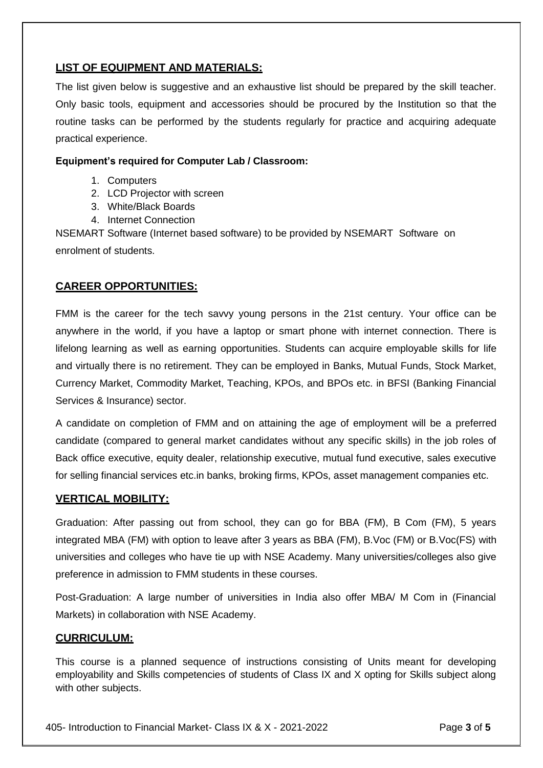## LIST OF EQUIPMENT AND MATERIALS:

The list given below is suggestive and an exhaustive list should be prepared by the skill teacher. Only basic tools, equipment and accessories should be procured by the Institution so that the routine tasks can be performed by the students regularly for practice and acquiring adequate practical experience.

**Equipment's required for Computer Lab / Classroom:**

1. Computers
2. LCD Projector with screen
3. White/Black Boards
4. Internet Connection

NSEMART Software (Internet based software) to be provided by NSEMART Software on enrolment of students.

## CAREER OPPORTUNITIES:

FMM is the career for the tech savvy young persons in the 21st century. Your office can be anywhere in the world, if you have a laptop or smart phone with internet connection. There is lifelong learning as well as earning opportunities. Students can acquire employable skills for life and virtually there is no retirement. They can be employed in Banks, Mutual Funds, Stock Market, Currency Market, Commodity Market, Teaching, KPOs, and BPOs etc. in BFSI (Banking Financial Services & Insurance) sector.

A candidate on completion of FMM and on attaining the age of employment will be a preferred candidate (compared to general market candidates without any specific skills) in the job roles of Back office executive, equity dealer, relationship executive, mutual fund executive, sales executive for selling financial services etc.in banks, broking firms, KPOs, asset management companies etc.

## VERTICAL MOBILITY:

Graduation: After passing out from school, they can go for BBA (FM), B Com (FM), 5 years integrated MBA (FM) with option to leave after 3 years as BBA (FM), B.Voc (FM) or B.Voc(FS) with universities and colleges who have tie up with NSE Academy. Many universities/colleges also give preference in admission to FMM students in these courses.

Post-Graduation: A large number of universities in India also offer MBA/ M Com in (Financial Markets) in collaboration with NSE Academy.

## CURRICULUM:

This course is a planned sequence of instructions consisting of Units meant for developing employability and Skills competencies of students of Class IX and X opting for Skills subject along with other subjects.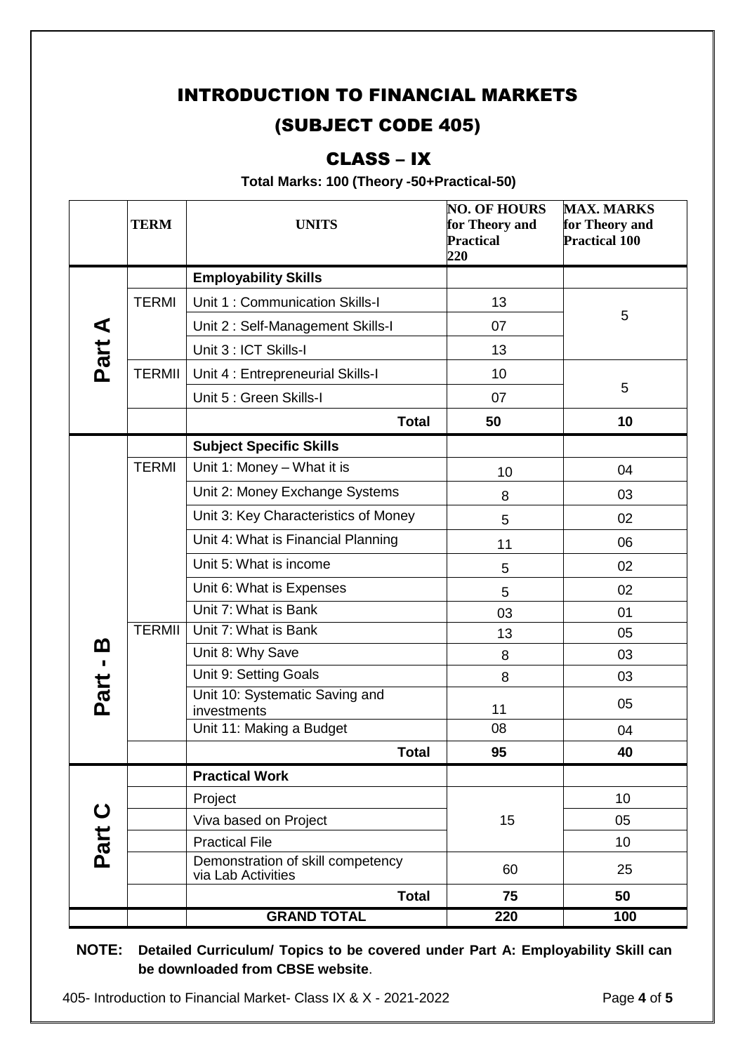# INTRODUCTION TO FINANCIAL MARKETS

## (SUBJECT CODE 405)

## CLASS – IX

**Total Marks: 100 (Theory -50+Practical-50)**

| | TERM | UNITS | NO. OF HOURS for Theory and Practical 220 | MAX. MARKS for Theory and Practical 100 |
|---|---|---|---|---|
| Part A | | **Employability Skills** | | |
| | TERMI | Unit 1 : Communication Skills-I | 13 | 5 |
| | | Unit 2 : Self-Management Skills-I | 07 | |
| | | Unit 3 : ICT Skills-I | 13 | |
| | TERMII | Unit 4 : Entrepreneurial Skills-I | 10 | 5 |
| | | Unit 5 : Green Skills-I | 07 | |
| | | **Total** | **50** | **10** |
| Part - B | | **Subject Specific Skills** | | |
| | TERMI | Unit 1: Money – What it is | 10 | 04 |
| | | Unit 2: Money Exchange Systems | 8 | 03 |
| | | Unit 3: Key Characteristics of Money | 5 | 02 |
| | | Unit 4: What is Financial Planning | 11 | 06 |
| | | Unit 5: What is income | 5 | 02 |
| | | Unit 6: What is Expenses | 5 | 02 |
| | | Unit 7: What is Bank | 03 | 01 |
| | TERMII | Unit 7: What is Bank | 13 | 05 |
| | | Unit 8: Why Save | 8 | 03 |
| | | Unit 9: Setting Goals | 8 | 03 |
| | | Unit 10: Systematic Saving and investments | 11 | 05 |
| | | Unit 11: Making a Budget | 08 | 04 |
| | | **Total** | **95** | **40** |
| Part C | | **Practical Work** | | |
| | | Project | 15 | 10 |
| | | Viva based on Project | | 05 |
| | | Practical File | | 10 |
| | | Demonstration of skill competency via Lab Activities | 60 | 25 |
| | | **Total** | **75** | **50** |
| | | **GRAND TOTAL** | **220** | **100** |

**NOTE: Detailed Curriculum/ Topics to be covered under Part A: Employability Skill can be downloaded from CBSE website**.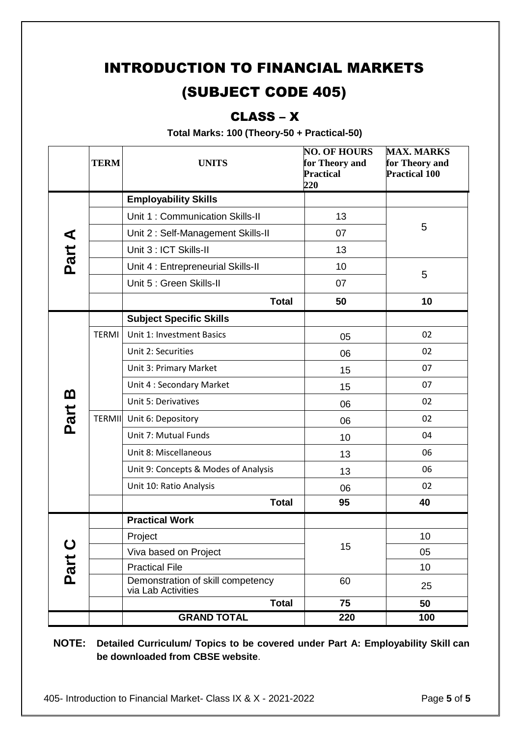# INTRODUCTION TO FINANCIAL MARKETS

# (SUBJECT CODE 405)

## CLASS – X

**Total Marks: 100 (Theory-50 + Practical-50)**

| | TERM | UNITS | NO. OF HOURS for Theory and Practical 220 | MAX. MARKS for Theory and Practical 100 |
|---|---|---|---|---|
| Part A | | **Employability Skills** | | |
| | | Unit 1 : Communication Skills-II | 13 | 5 |
| | | Unit 2 : Self-Management Skills-II | 07 | |
| | | Unit 3 : ICT Skills-II | 13 | |
| | | Unit 4 : Entrepreneurial Skills-II | 10 | 5 |
| | | Unit 5 : Green Skills-II | 07 | |
| | | **Total** | **50** | **10** |
| Part B | | **Subject Specific Skills** | | |
| | TERMI | Unit 1: Investment Basics | 05 | 02 |
| | | Unit 2: Securities | 06 | 02 |
| | | Unit 3: Primary Market | 15 | 07 |
| | | Unit 4 : Secondary Market | 15 | 07 |
| | | Unit 5: Derivatives | 06 | 02 |
| | TERMII | Unit 6: Depository | 06 | 02 |
| | | Unit 7: Mutual Funds | 10 | 04 |
| | | Unit 8: Miscellaneous | 13 | 06 |
| | | Unit 9: Concepts & Modes of Analysis | 13 | 06 |
| | | Unit 10: Ratio Analysis | 06 | 02 |
| | | **Total** | **95** | **40** |
| Part C | | **Practical Work** | | |
| | | Project | 15 | 10 |
| | | Viva based on Project | | 05 |
| | | Practical File | | 10 |
| | | Demonstration of skill competency via Lab Activities | 60 | 25 |
| | | **Total** | **75** | **50** |
| | | **GRAND TOTAL** | **220** | **100** |

**NOTE:** **Detailed Curriculum/ Topics to be covered under Part A: Employability Skill can be downloaded from CBSE website**.